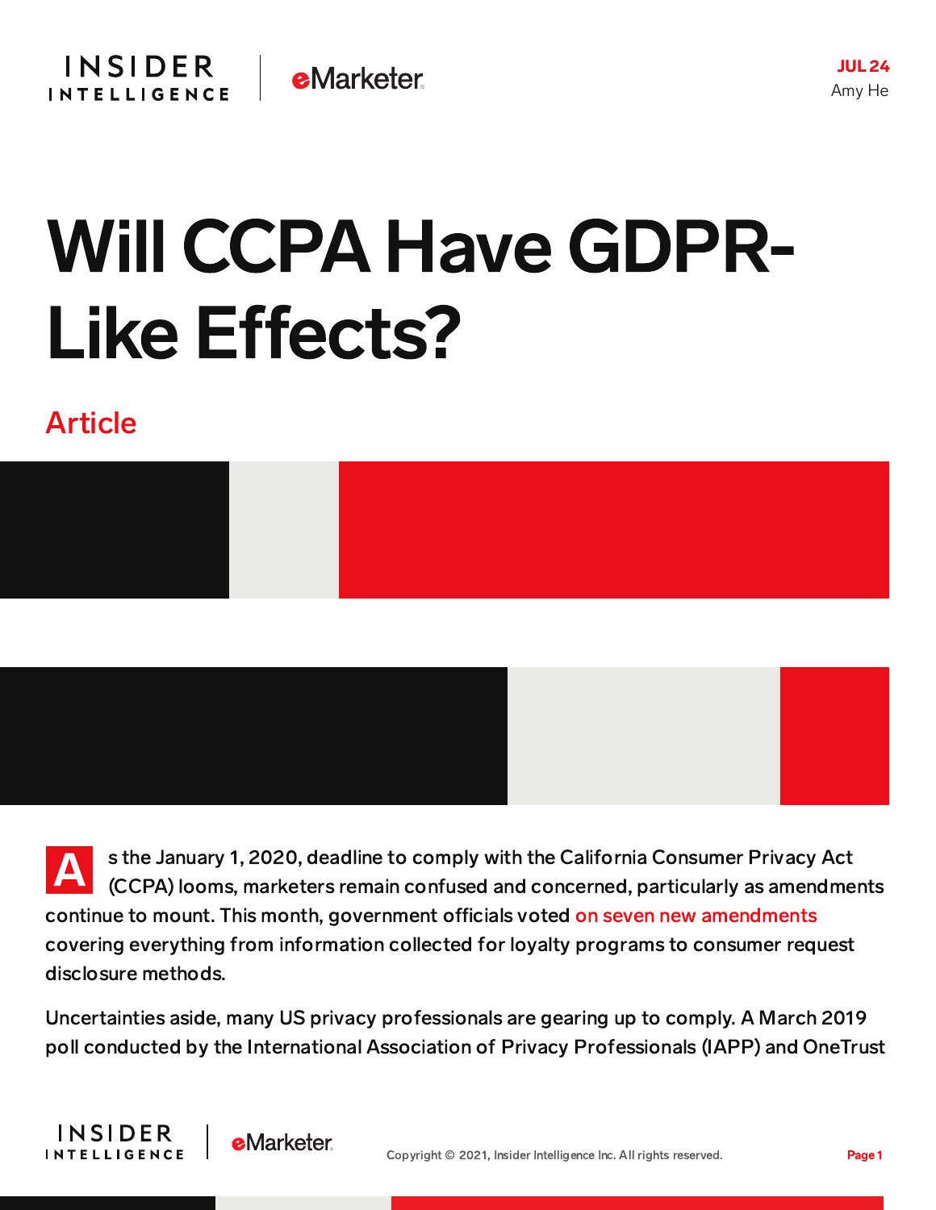JUL 24
Amy He

# Will CCPA Have GDPR-Like Effects?

## Article

As the January 1, 2020, deadline to comply with the California Consumer Privacy Act (CCPA) looms, marketers remain confused and concerned, particularly as amendments continue to mount. This month, government officials voted on seven new amendments covering everything from information collected for loyalty programs to consumer request disclosure methods.

Uncertainties aside, many US privacy professionals are gearing up to comply. A March 2019 poll conducted by the International Association of Privacy Professionals (IAPP) and OneTrust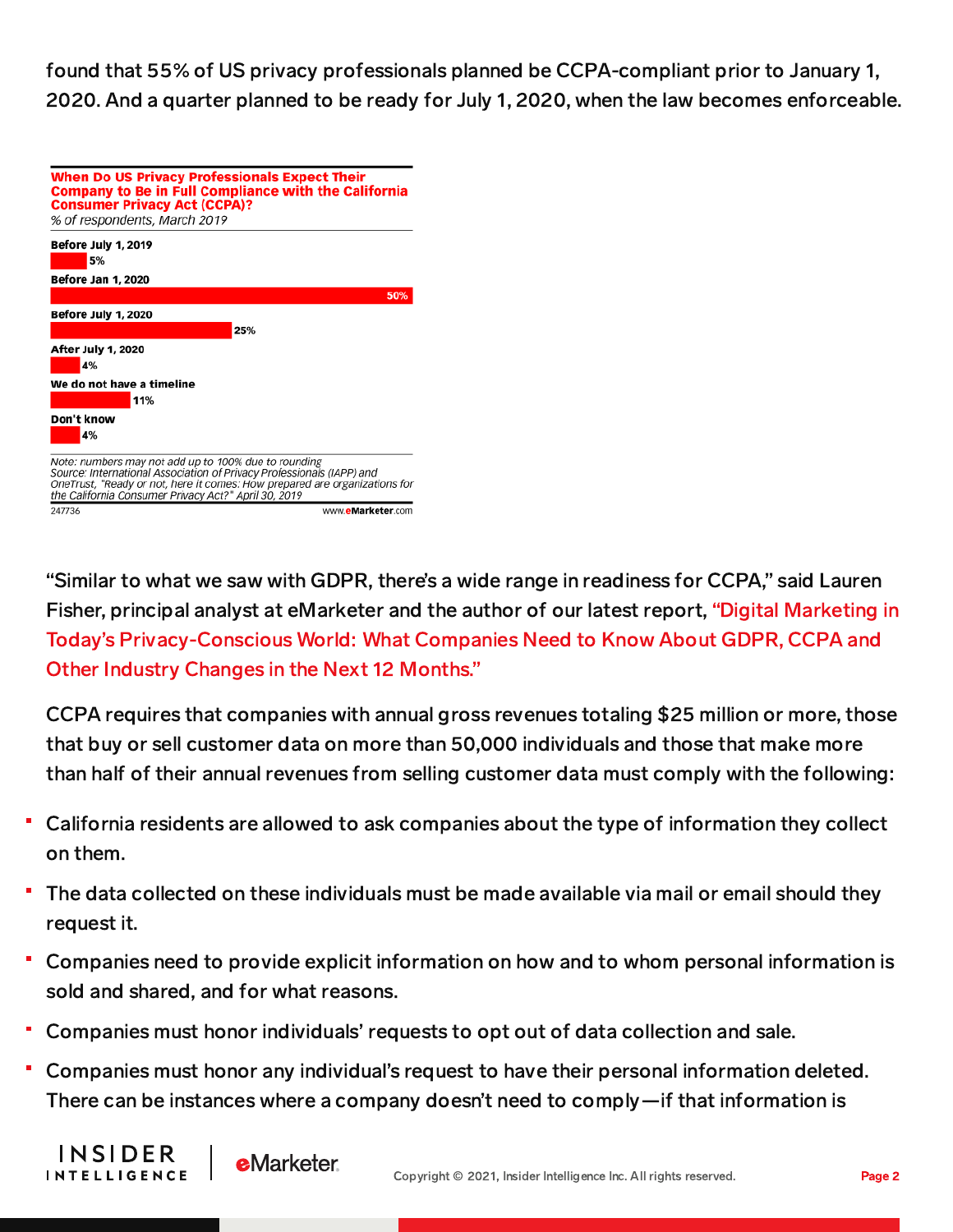found that 55% of US privacy professionals planned be CCPA-compliant prior to January 1, 2020. And a quarter planned to be ready for July 1, 2020, when the law becomes enforceable.

**When Do US Privacy Professionals Expect Their Company to Be in Full Compliance with the California Consumer Privacy Act (CCPA)?**
*% of respondents, March 2019*

| | % of respondents |
|---|---|
| Before July 1, 2019 | 5% |
| Before Jan 1, 2020 | 50% |
| Before July 1, 2020 | 25% |
| After July 1, 2020 | 4% |
| We do not have a timeline | 11% |
| Don't know | 4% |

*Note: numbers may not add up to 100% due to rounding*
*Source: International Association of Privacy Professionals (IAPP) and OneTrust, "Ready or not, here it comes: How prepared are organizations for the California Consumer Privacy Act?" April 30, 2019*

247736 www.eMarketer.com

"Similar to what we saw with GDPR, there's a wide range in readiness for CCPA," said Lauren Fisher, principal analyst at eMarketer and the author of our latest report, "Digital Marketing in Today's Privacy-Conscious World: What Companies Need to Know About GDPR, CCPA and Other Industry Changes in the Next 12 Months."

CCPA requires that companies with annual gross revenues totaling $25 million or more, those that buy or sell customer data on more than 50,000 individuals and those that make more than half of their annual revenues from selling customer data must comply with the following:

- California residents are allowed to ask companies about the type of information they collect on them.
- The data collected on these individuals must be made available via mail or email should they request it.
- Companies need to provide explicit information on how and to whom personal information is sold and shared, and for what reasons.
- Companies must honor individuals' requests to opt out of data collection and sale.
- Companies must honor any individual's request to have their personal information deleted. There can be instances where a company doesn't need to comply—if that information is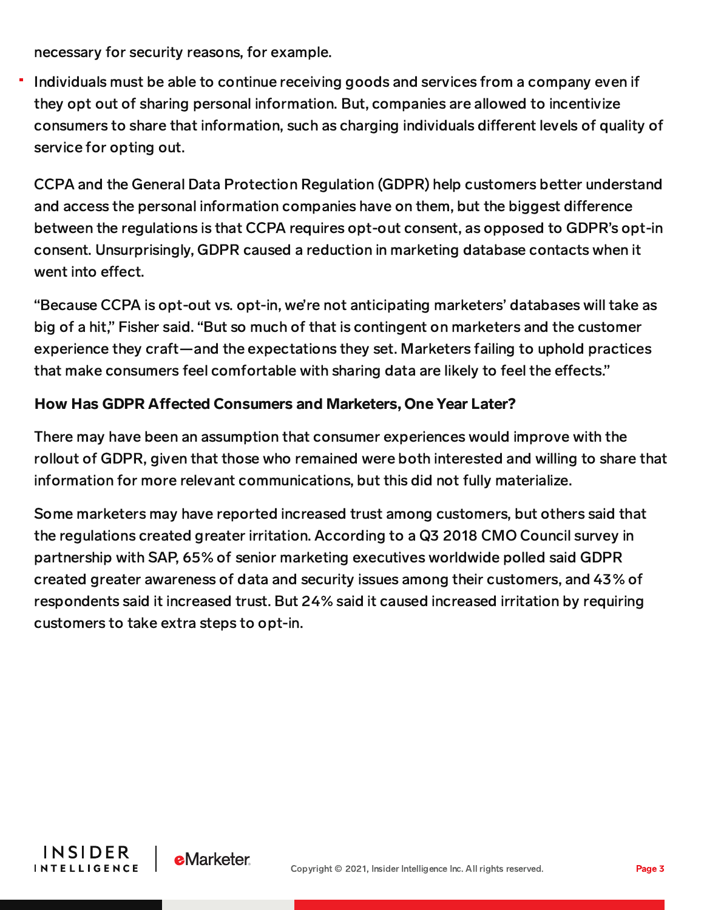necessary for security reasons, for example.

- Individuals must be able to continue receiving goods and services from a company even if they opt out of sharing personal information. But, companies are allowed to incentivize consumers to share that information, such as charging individuals different levels of quality of service for opting out.

CCPA and the General Data Protection Regulation (GDPR) help customers better understand and access the personal information companies have on them, but the biggest difference between the regulations is that CCPA requires opt-out consent, as opposed to GDPR's opt-in consent. Unsurprisingly, GDPR caused a reduction in marketing database contacts when it went into effect.

"Because CCPA is opt-out vs. opt-in, we're not anticipating marketers' databases will take as big of a hit," Fisher said. "But so much of that is contingent on marketers and the customer experience they craft—and the expectations they set. Marketers failing to uphold practices that make consumers feel comfortable with sharing data are likely to feel the effects."

**How Has GDPR Affected Consumers and Marketers, One Year Later?**

There may have been an assumption that consumer experiences would improve with the rollout of GDPR, given that those who remained were both interested and willing to share that information for more relevant communications, but this did not fully materialize.

Some marketers may have reported increased trust among customers, but others said that the regulations created greater irritation. According to a Q3 2018 CMO Council survey in partnership with SAP, 65% of senior marketing executives worldwide polled said GDPR created greater awareness of data and security issues among their customers, and 43% of respondents said it increased trust. But 24% said it caused increased irritation by requiring customers to take extra steps to opt-in.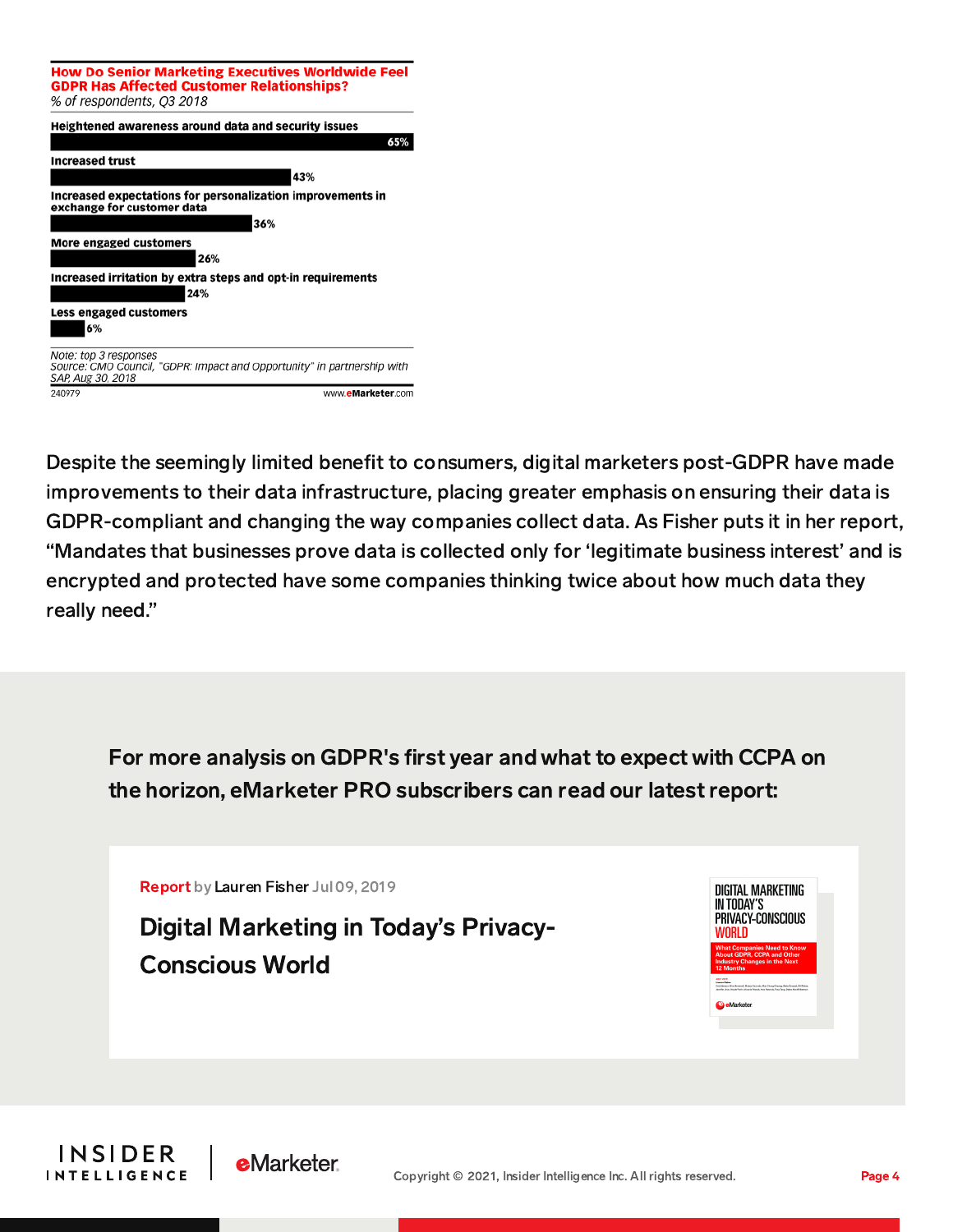**How Do Senior Marketing Executives Worldwide Feel GDPR Has Affected Customer Relationships?**
*% of respondents, Q3 2018*

| Response | % |
|---|---|
| Heightened awareness around data and security issues | 65% |
| Increased trust | 43% |
| Increased expectations for personalization improvements in exchange for customer data | 36% |
| More engaged customers | 26% |
| Increased irritation by extra steps and opt-in requirements | 24% |
| Less engaged customers | 6% |

*Note: top 3 responses*
*Source: CMO Council, "GDPR: Impact and Opportunity" in partnership with SAP, Aug 30, 2018*
240979 www.eMarketer.com

Despite the seemingly limited benefit to consumers, digital marketers post-GDPR have made improvements to their data infrastructure, placing greater emphasis on ensuring their data is GDPR-compliant and changing the way companies collect data. As Fisher puts it in her report, "Mandates that businesses prove data is collected only for 'legitimate business interest' and is encrypted and protected have some companies thinking twice about how much data they really need."

**For more analysis on GDPR's first year and what to expect with CCPA on the horizon, eMarketer PRO subscribers can read our latest report:**

Report by Lauren Fisher Jul 09, 2019

**Digital Marketing in Today's Privacy-Conscious World**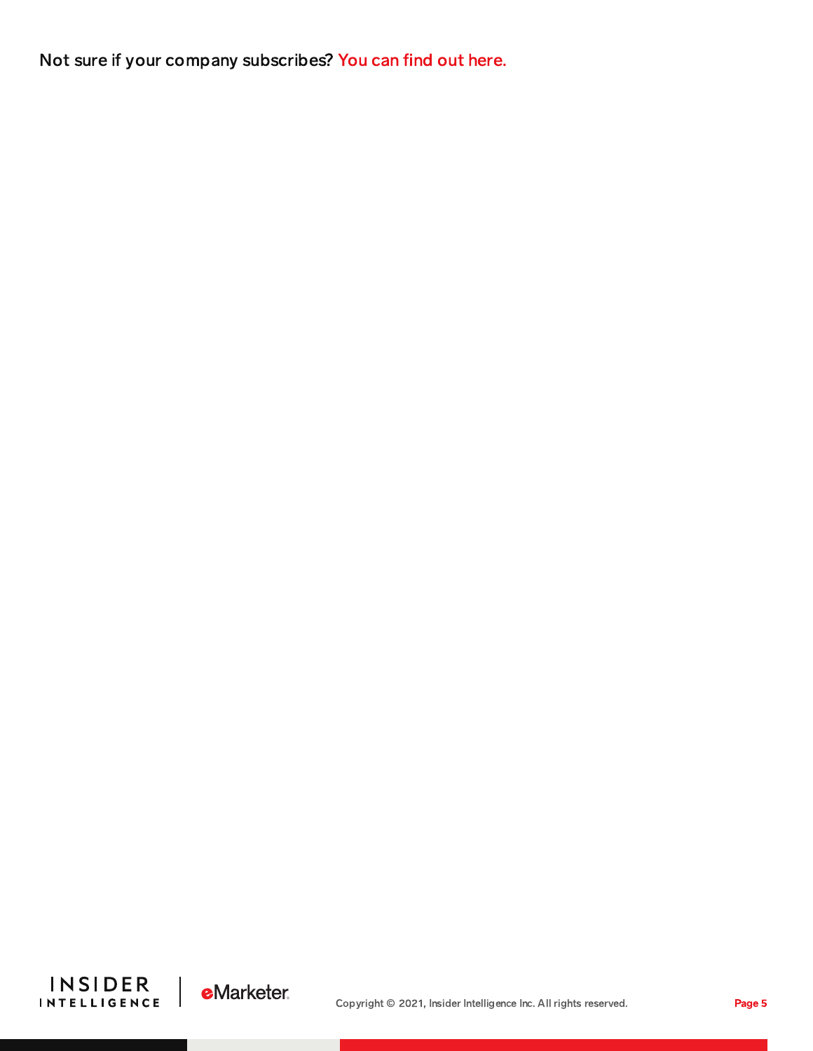Not sure if your company subscribes? You can find out here.